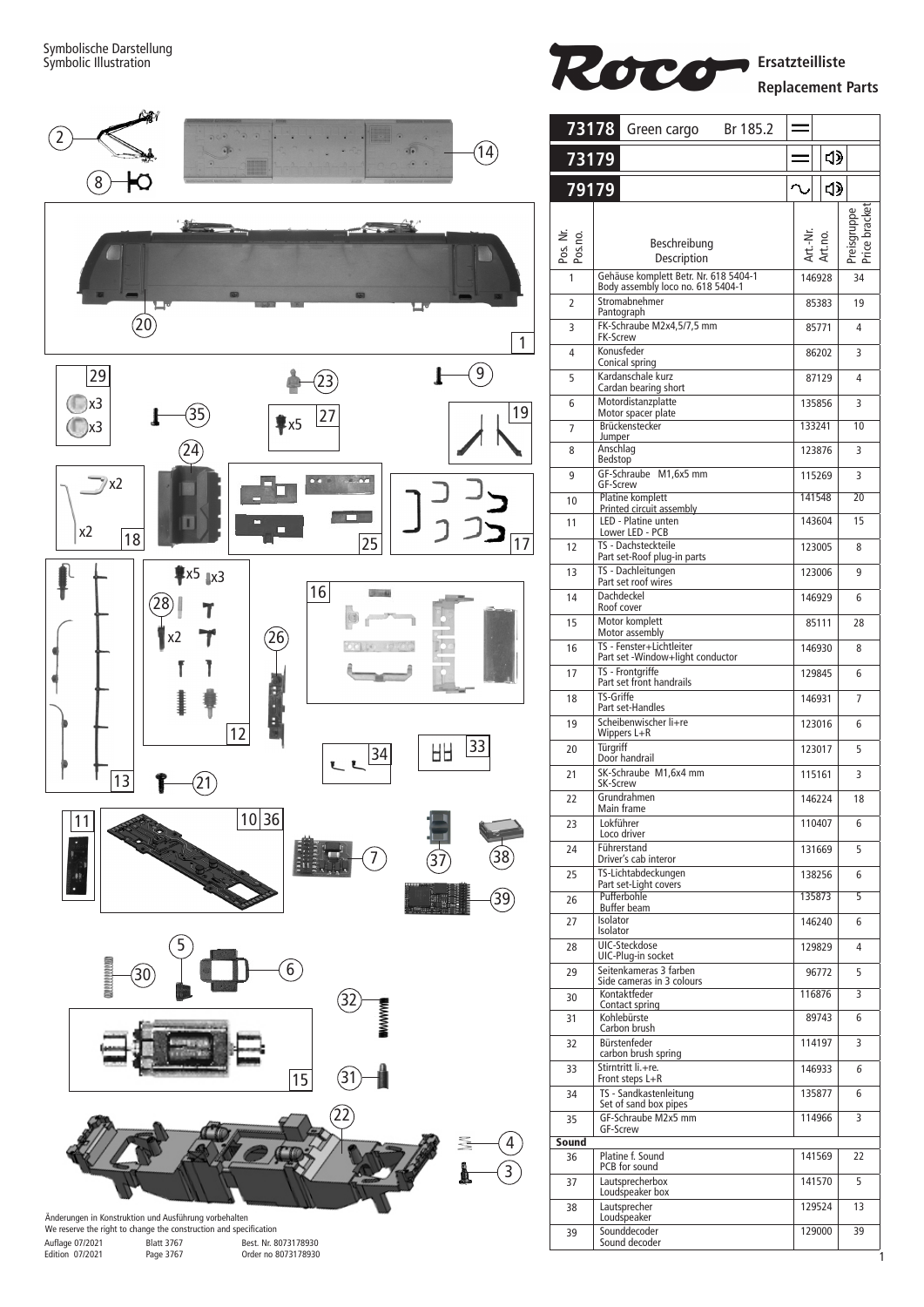Symbolische Darstellung
Symbolic Illustration

**Roco**

**Ersatzteilliste**
**Replacement Parts**

| 73178 | Green cargo | Br 185.2 |
|---|---|---|
| 73179 | | |
| 79179 | | |

| Pos. Nr. Pos.no. | Beschreibung Description | Art.-Nr. Art.no. | Preisgruppe Price bracket |
|---|---|---|---|
| 1 | Gehäuse komplett Betr. Nr. 618 5404-1 Body assembly loco no. 618 5404-1 | 146928 | 34 |
| 2 | Stromabnehmer Pantograph | 85383 | 19 |
| 3 | FK-Schraube M2x4,5/7,5 mm FK-Screw | 85771 | 4 |
| 4 | Konusfeder Conical spring | 86202 | 3 |
| 5 | Kardanschale kurz Cardan bearing short | 87129 | 4 |
| 6 | Motordistanzplatte Motor spacer plate | 135856 | 3 |
| 7 | Brückenstecker Jumper | 133241 | 10 |
| 8 | Anschlag Bedstop | 123876 | 3 |
| 9 | GF-Schraube M1,6x5 mm GF-Screw | 115269 | 3 |
| 10 | Platine komplett Printed circuit assembly | 141548 | 20 |
| 11 | LED - Platine unten Lower LED - PCB | 143604 | 15 |
| 12 | TS - Dachsteckteile Part set-Roof plug-in parts | 123005 | 8 |
| 13 | TS - Dachleitungen Part set roof wires | 123006 | 9 |
| 14 | Dachdeckel Roof cover | 146929 | 6 |
| 15 | Motor komplett Motor assembly | 85111 | 28 |
| 16 | TS - Fenster+Lichtleiter Part set -Window+light conductor | 146930 | 8 |
| 17 | TS - Frontgriffe Part set front handrails | 129845 | 6 |
| 18 | TS-Griffe Part set-Handles | 146931 | 7 |
| 19 | Scheibenwischer li+re Wippers L+R | 123016 | 6 |
| 20 | Türgriff Door handrail | 123017 | 5 |
| 21 | SK-Schraube M1,6x4 mm SK-Screw | 115161 | 3 |
| 22 | Grundrahmen Main frame | 146224 | 18 |
| 23 | Lokführer Loco driver | 110407 | 6 |
| 24 | Führerstand Driver's cab interior | 131669 | 5 |
| 25 | TS-Lichtabdeckungen Part set-Light covers | 138256 | 6 |
| 26 | Pufferbohle Buffer beam | 135873 | 5 |
| 27 | Isolator Isolator | 146240 | 6 |
| 28 | UIC-Steckdose UIC-Plug-in socket | 129829 | 4 |
| 29 | Seitenkameras 3 farben Side cameras in 3 colours | 96772 | 5 |
| 30 | Kontaktfeder Contact spring | 116876 | 3 |
| 31 | Kohlebürste Carbon brush | 89743 | 6 |
| 32 | Bürstenfeder carbon brush spring | 114197 | 3 |
| 33 | Stirntritt li.+re. Front steps L+R | 146933 | 6 |
| 34 | TS - Sandkastenleitung Set of sand box pipes | 135877 | 6 |
| 35 | GF-Schraube M2x5 mm GF-Screw | 114966 | 3 |
| **Sound** | | | |
| 36 | Platine f. Sound PCB for sound | 141569 | 22 |
| 37 | Lautsprecherbox Loudspeaker box | 141570 | 5 |
| 38 | Lautsprecher Loudspeaker | 129524 | 13 |
| 39 | Sounddecoder Sound decoder | 129000 | 39 |

Änderungen in Konstruktion und Ausführung vorbehalten
We reserve the right to change the construction and specification

Auflage 07/2021 Blatt 3767 Best. Nr. 8073178930
Edition 07/2021 Page 3767 Order no 8073178930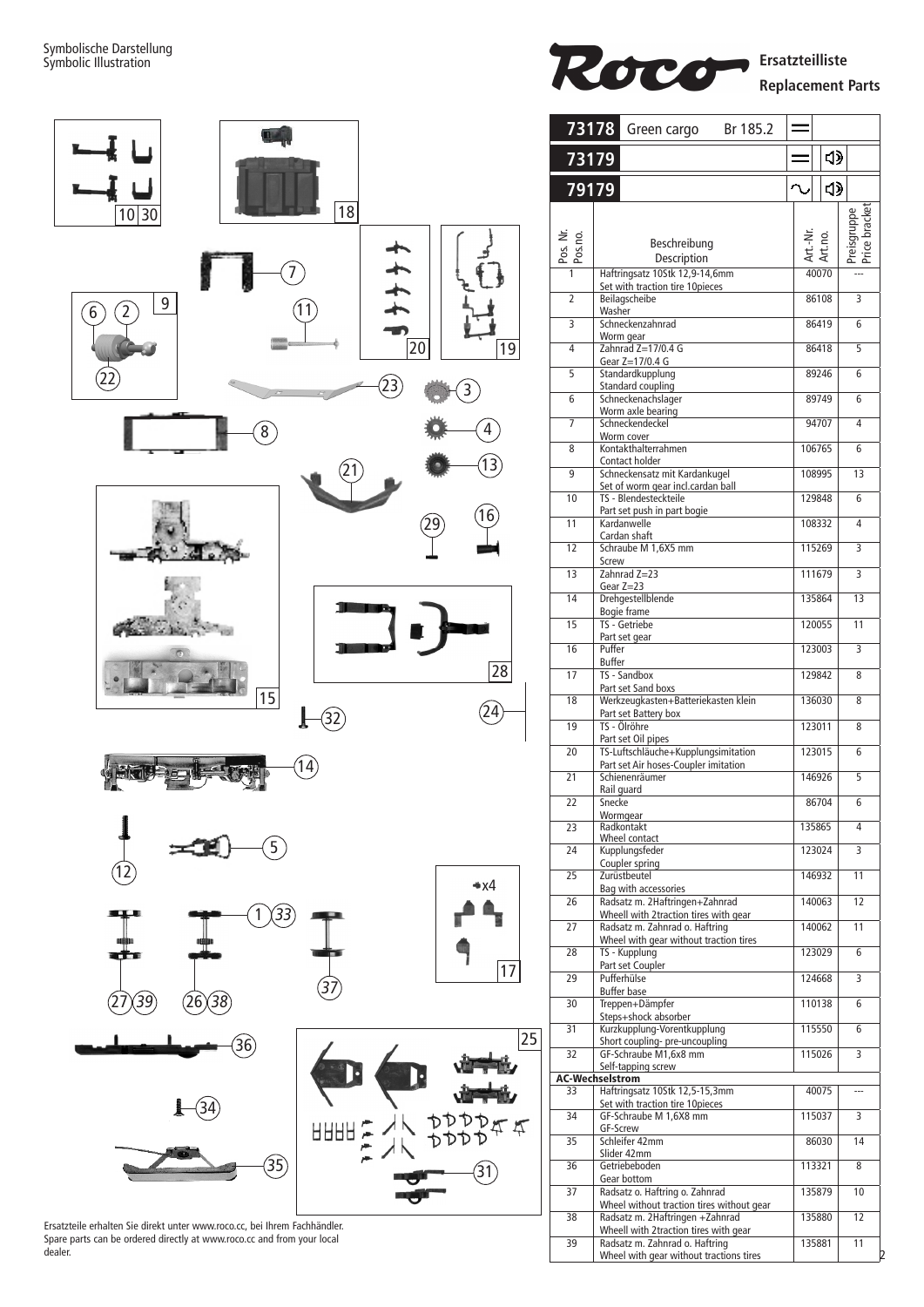Symbolische Darstellung
Symbolic Illustration

Ersatzteilliste
Replacement Parts

| 73178 | Green cargo Br 185.2 | = | | |
|---|---|---|---|---|
| 73179 | | = | 🔊 | |
| 79179 | | ∿ | 🔊 | |

| Pos. Nr. Pos.no. | Beschreibung Description | Art.-Nr. Art.no. | Preisgruppe Price bracket |
|---|---|---|---|
| 1 | Haftringsatz 10Stk 12,9-14,6mm<br>Set with traction tire 10pieces | 40070 | --- |
| 2 | Beilagscheibe<br>Washer | 86108 | 3 |
| 3 | Schneckenzahnrad<br>Worm gear | 86419 | 6 |
| 4 | Zahnrad Z=17/0.4 G<br>Gear Z=17/0.4 G | 86418 | 5 |
| 5 | Standardkupplung<br>Standard coupling | 89246 | 6 |
| 6 | Schneckenachslager<br>Worm axle bearing | 89749 | 6 |
| 7 | Schneckendeckel<br>Worm cover | 94707 | 4 |
| 8 | Kontakthalterrahmen<br>Contact holder | 106765 | 6 |
| 9 | Schneckensatz mit Kardankugel<br>Set of worm gear incl.cardan ball | 108995 | 13 |
| 10 | TS - Blendesteckteile<br>Part set push in part bogie | 129848 | 6 |
| 11 | Kardanwelle<br>Cardan shaft | 108332 | 4 |
| 12 | Schraube M 1,6X5 mm<br>Screw | 115269 | 3 |
| 13 | Zahnrad Z=23<br>Gear Z=23 | 111679 | 3 |
| 14 | Drehgestellblende<br>Bogie frame | 135864 | 13 |
| 15 | TS - Getriebe<br>Part set gear | 120055 | 11 |
| 16 | Puffer<br>Buffer | 123003 | 3 |
| 17 | TS - Sandbox<br>Part set Sand boxs | 129842 | 8 |
| 18 | Werkzeugkasten+Batteriekasten klein<br>Part set Battery box | 136030 | 8 |
| 19 | TS - Ölröhre<br>Part set Oil pipes | 123011 | 8 |
| 20 | TS-Luftschläuche+Kupplungsimitation<br>Part set Air hoses-Coupler imitation | 123015 | 6 |
| 21 | Schienenräumer<br>Rail guard | 146926 | 5 |
| 22 | Snecke<br>Wormgear | 86704 | 6 |
| 23 | Radkontakt<br>Wheel contact | 135865 | 4 |
| 24 | Kupplungsfeder<br>Coupler spring | 123024 | 3 |
| 25 | Zurüstbeutel<br>Bag with accessories | 146932 | 11 |
| 26 | Radsatz m. 2Haftringen+Zahnrad<br>Wheell with 2traction tires with gear | 140063 | 12 |
| 27 | Radsatz m. Zahnrad o. Haftring<br>Wheel with gear without traction tires | 140062 | 11 |
| 28 | TS - Kupplung<br>Part set Coupler | 123029 | 6 |
| 29 | Pufferhülse<br>Buffer base | 124668 | 3 |
| 30 | Treppen+Dämpfer<br>Steps+shock absorber | 110138 | 6 |
| 31 | Kurzkupplung-Vorentkupplung<br>Short coupling- pre-uncoupling | 115550 | 6 |
| 32 | GF-Schraube M1,6x8 mm<br>Self-tapping screw | 115026 | 3 |
| **AC-Wechselstrom** | | | |
| 33 | Haftringsatz 10Stk 12,5-15,3mm<br>Set with traction tire 10pieces | 40075 | --- |
| 34 | GF-Schraube M 1,6X8 mm<br>GF-Screw | 115037 | 3 |
| 35 | Schleifer 42mm<br>Slider 42mm | 86030 | 14 |
| 36 | Getriebeboden<br>Gear bottom | 113321 | 8 |
| 37 | Radsatz o. Haftring o. Zahnrad<br>Wheell without traction tires without gear | 135879 | 10 |
| 38 | Radsatz m. 2Haftringen +Zahnrad<br>Wheell with 2traction tires with gear | 135880 | 12 |
| 39 | Radsatz m. Zahnrad o. Haftring<br>Wheel with gear without tractions tires | 135881 | 11 |

Ersatzteile erhalten Sie direkt unter www.roco.cc, bei Ihrem Fachhändler.
Spare parts can be ordered directly at www.roco.cc and from your local dealer.